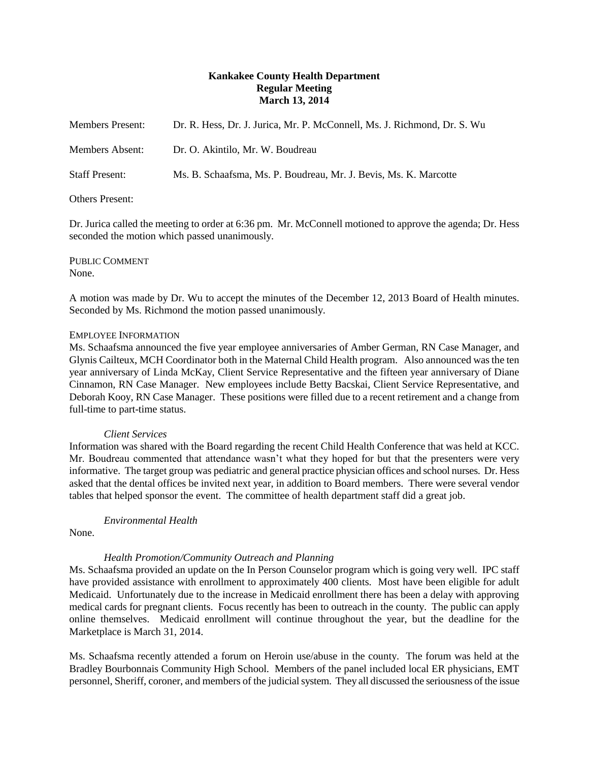**Kankakee County Health Department**
**Regular Meeting**
**March 13, 2014**

Members Present: Dr. R. Hess, Dr. J. Jurica, Mr. P. McConnell, Ms. J. Richmond, Dr. S. Wu

Members Absent: Dr. O. Akintilo, Mr. W. Boudreau

Staff Present: Ms. B. Schaafsma, Ms. P. Boudreau, Mr. J. Bevis, Ms. K. Marcotte

Others Present:

Dr. Jurica called the meeting to order at 6:36 pm. Mr. McConnell motioned to approve the agenda; Dr. Hess seconded the motion which passed unanimously.

PUBLIC COMMENT
None.

A motion was made by Dr. Wu to accept the minutes of the December 12, 2013 Board of Health minutes. Seconded by Ms. Richmond the motion passed unanimously.

EMPLOYEE INFORMATION
Ms. Schaafsma announced the five year employee anniversaries of Amber German, RN Case Manager, and Glynis Cailteux, MCH Coordinator both in the Maternal Child Health program. Also announced was the ten year anniversary of Linda McKay, Client Service Representative and the fifteen year anniversary of Diane Cinnamon, RN Case Manager. New employees include Betty Bacskai, Client Service Representative, and Deborah Kooy, RN Case Manager. These positions were filled due to a recent retirement and a change from full-time to part-time status.

*Client Services*

Information was shared with the Board regarding the recent Child Health Conference that was held at KCC. Mr. Boudreau commented that attendance wasn't what they hoped for but that the presenters were very informative. The target group was pediatric and general practice physician offices and school nurses. Dr. Hess asked that the dental offices be invited next year, in addition to Board members. There were several vendor tables that helped sponsor the event. The committee of health department staff did a great job.

*Environmental Health*

None.

*Health Promotion/Community Outreach and Planning*

Ms. Schaafsma provided an update on the In Person Counselor program which is going very well. IPC staff have provided assistance with enrollment to approximately 400 clients. Most have been eligible for adult Medicaid. Unfortunately due to the increase in Medicaid enrollment there has been a delay with approving medical cards for pregnant clients. Focus recently has been to outreach in the county. The public can apply online themselves. Medicaid enrollment will continue throughout the year, but the deadline for the Marketplace is March 31, 2014.

Ms. Schaafsma recently attended a forum on Heroin use/abuse in the county. The forum was held at the Bradley Bourbonnais Community High School. Members of the panel included local ER physicians, EMT personnel, Sheriff, coroner, and members of the judicial system. They all discussed the seriousness of the issue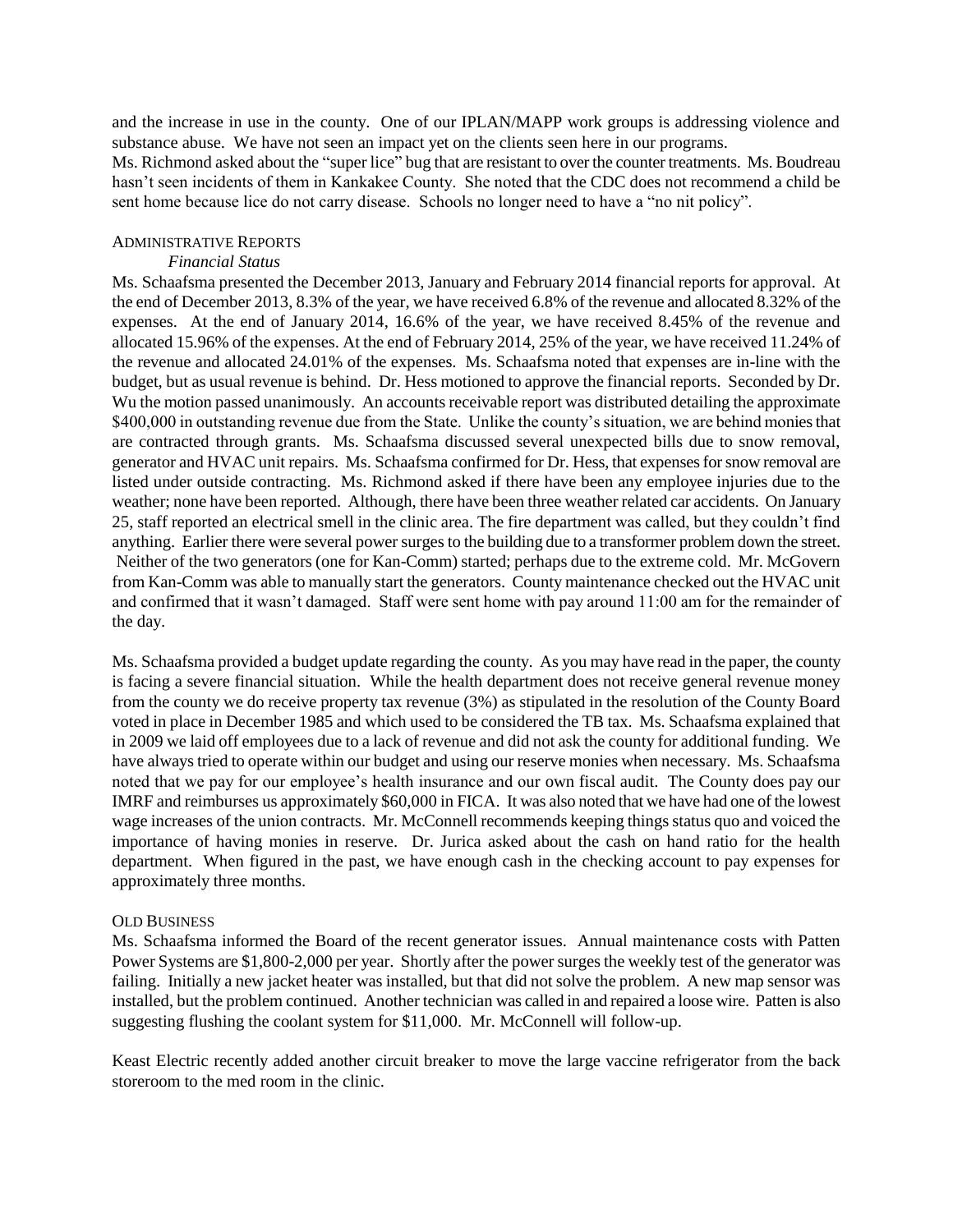and the increase in use in the county. One of our IPLAN/MAPP work groups is addressing violence and substance abuse. We have not seen an impact yet on the clients seen here in our programs.
Ms. Richmond asked about the "super lice" bug that are resistant to over the counter treatments. Ms. Boudreau hasn't seen incidents of them in Kankakee County. She noted that the CDC does not recommend a child be sent home because lice do not carry disease. Schools no longer need to have a "no nit policy".

## ADMINISTRATIVE REPORTS

### *Financial Status*

Ms. Schaafsma presented the December 2013, January and February 2014 financial reports for approval. At the end of December 2013, 8.3% of the year, we have received 6.8% of the revenue and allocated 8.32% of the expenses. At the end of January 2014, 16.6% of the year, we have received 8.45% of the revenue and allocated 15.96% of the expenses. At the end of February 2014, 25% of the year, we have received 11.24% of the revenue and allocated 24.01% of the expenses. Ms. Schaafsma noted that expenses are in-line with the budget, but as usual revenue is behind. Dr. Hess motioned to approve the financial reports. Seconded by Dr. Wu the motion passed unanimously. An accounts receivable report was distributed detailing the approximate $400,000 in outstanding revenue due from the State. Unlike the county's situation, we are behind monies that are contracted through grants. Ms. Schaafsma discussed several unexpected bills due to snow removal, generator and HVAC unit repairs. Ms. Schaafsma confirmed for Dr. Hess, that expenses for snow removal are listed under outside contracting. Ms. Richmond asked if there have been any employee injuries due to the weather; none have been reported. Although, there have been three weather related car accidents. On January 25, staff reported an electrical smell in the clinic area. The fire department was called, but they couldn't find anything. Earlier there were several power surges to the building due to a transformer problem down the street. Neither of the two generators (one for Kan-Comm) started; perhaps due to the extreme cold. Mr. McGovern from Kan-Comm was able to manually start the generators. County maintenance checked out the HVAC unit and confirmed that it wasn't damaged. Staff were sent home with pay around 11:00 am for the remainder of the day.

Ms. Schaafsma provided a budget update regarding the county. As you may have read in the paper, the county is facing a severe financial situation. While the health department does not receive general revenue money from the county we do receive property tax revenue (3%) as stipulated in the resolution of the County Board voted in place in December 1985 and which used to be considered the TB tax. Ms. Schaafsma explained that in 2009 we laid off employees due to a lack of revenue and did not ask the county for additional funding. We have always tried to operate within our budget and using our reserve monies when necessary. Ms. Schaafsma noted that we pay for our employee's health insurance and our own fiscal audit. The County does pay our IMRF and reimburses us approximately $60,000 in FICA. It was also noted that we have had one of the lowest wage increases of the union contracts. Mr. McConnell recommends keeping things status quo and voiced the importance of having monies in reserve. Dr. Jurica asked about the cash on hand ratio for the health department. When figured in the past, we have enough cash in the checking account to pay expenses for approximately three months.

## OLD BUSINESS

Ms. Schaafsma informed the Board of the recent generator issues. Annual maintenance costs with Patten Power Systems are $1,800-2,000 per year. Shortly after the power surges the weekly test of the generator was failing. Initially a new jacket heater was installed, but that did not solve the problem. A new map sensor was installed, but the problem continued. Another technician was called in and repaired a loose wire. Patten is also suggesting flushing the coolant system for $11,000. Mr. McConnell will follow-up.

Keast Electric recently added another circuit breaker to move the large vaccine refrigerator from the back storeroom to the med room in the clinic.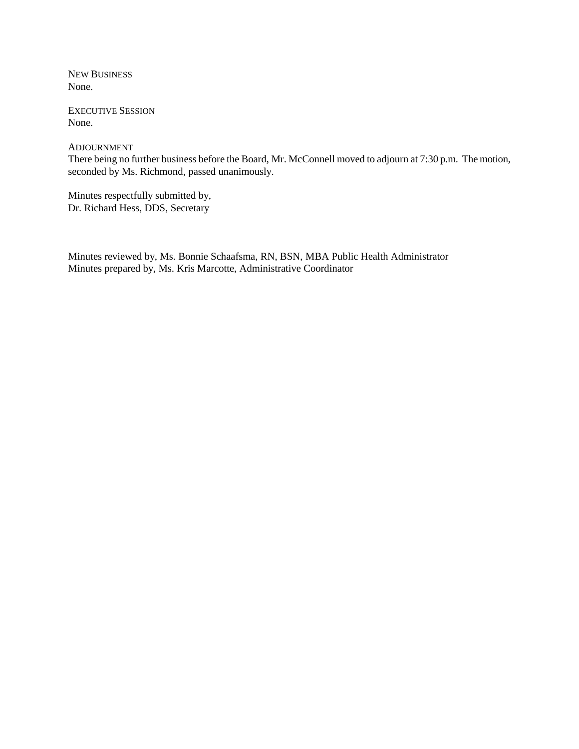NEW BUSINESS
None.

EXECUTIVE SESSION
None.

ADJOURNMENT
There being no further business before the Board, Mr. McConnell moved to adjourn at 7:30 p.m. The motion, seconded by Ms. Richmond, passed unanimously.

Minutes respectfully submitted by,
Dr. Richard Hess, DDS, Secretary

Minutes reviewed by, Ms. Bonnie Schaafsma, RN, BSN, MBA Public Health Administrator
Minutes prepared by, Ms. Kris Marcotte, Administrative Coordinator